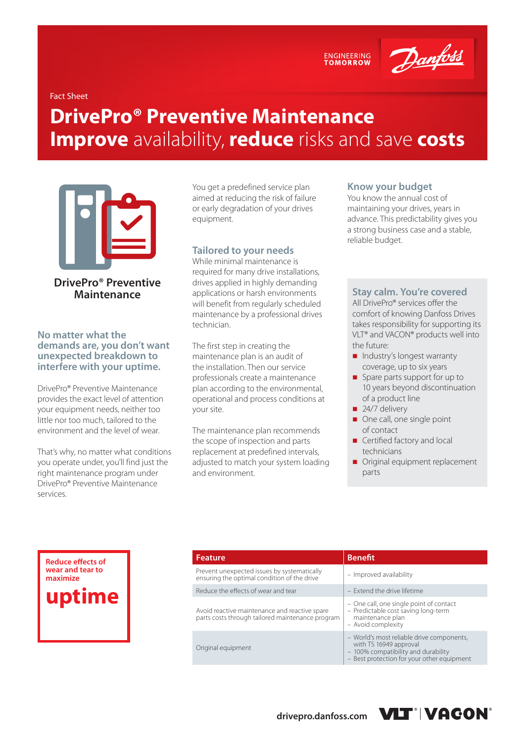Fact Sheet

# DrivePro® Preventive Maintenance

## **Improve** availability, **reduce** risks and save **costs**

**DrivePro® Preventive Maintenance**

### No matter what the demands are, you don't want unexpected breakdown to interfere with your uptime.

DrivePro® Preventive Maintenance provides the exact level of attention your equipment needs, neither too little nor too much, tailored to the environment and the level of wear.

That's why, no matter what conditions you operate under, you'll find just the right maintenance program under DrivePro® Preventive Maintenance services.

You get a predefined service plan aimed at reducing the risk of failure or early degradation of your drives equipment.

### Tailored to your needs

While minimal maintenance is required for many drive installations, drives applied in highly demanding applications or harsh environments will benefit from regularly scheduled maintenance by a professional drives technician.

The first step in creating the maintenance plan is an audit of the installation. Then our service professionals create a maintenance plan according to the environmental, operational and process conditions at your site.

The maintenance plan recommends the scope of inspection and parts replacement at predefined intervals, adjusted to match your system loading and environment.

### Know your budget

You know the annual cost of maintaining your drives, years in advance. This predictability gives you a strong business case and a stable, reliable budget.

### Stay calm. You're covered

All DrivePro® services offer the comfort of knowing Danfoss Drives takes responsibility for supporting its VLT® and VACON® products well into the future:

- Industry's longest warranty coverage, up to six years
- Spare parts support for up to 10 years beyond discontinuation of a product line
- 24/7 delivery
- One call, one single point of contact
- Certified factory and local technicians
- Original equipment replacement parts

**Reduce effects of wear and tear to maximize**

**uptime**

| Feature | Benefit |
|---|---|
| Prevent unexpected issues by systematically ensuring the optimal condition of the drive | – Improved availability |
| Reduce the effects of wear and tear | – Extend the drive lifetime |
| Avoid reactive maintenance and reactive spare parts costs through tailored maintenance program | – One call, one single point of contact<br>– Predictable cost saving long-term maintenance plan<br>– Avoid complexity |
| Original equipment | – World's most reliable drive components, with TS 16949 approval<br>– 100% compatibility and durability<br>– Best protection for your other equipment |

drivepro.danfoss.com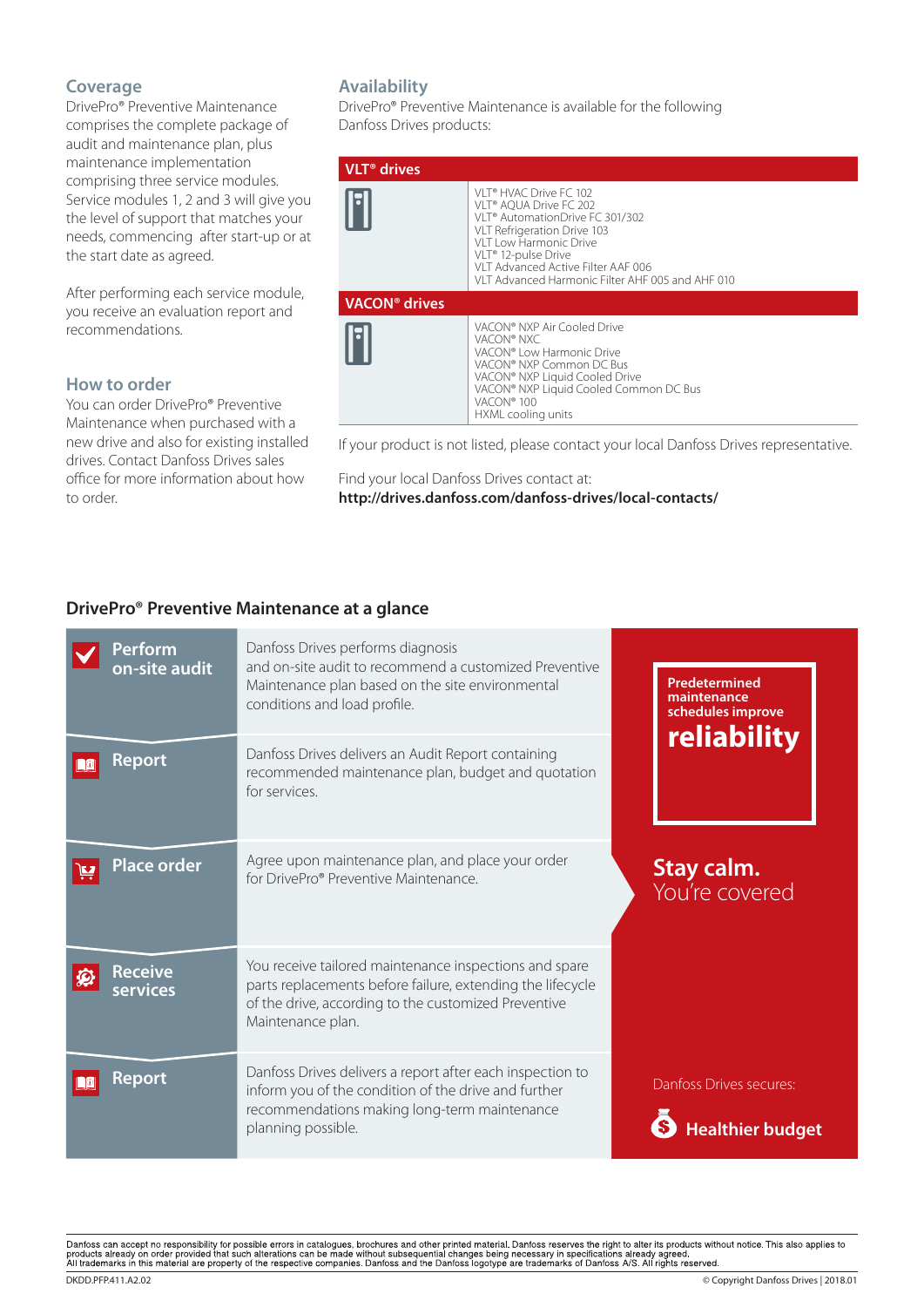## Coverage

DrivePro® Preventive Maintenance comprises the complete package of audit and maintenance plan, plus maintenance implementation comprising three service modules. Service modules 1, 2 and 3 will give you the level of support that matches your needs, commencing after start-up or at the start date as agreed.

After performing each service module, you receive an evaluation report and recommendations.

## How to order

You can order DrivePro® Preventive Maintenance when purchased with a new drive and also for existing installed drives. Contact Danfoss Drives sales office for more information about how to order.

## Availability

DrivePro® Preventive Maintenance is available for the following Danfoss Drives products:

**VLT® drives**

- VLT® HVAC Drive FC 102
- VLT® AQUA Drive FC 202
- VLT® AutomationDrive FC 301/302
- VLT Refrigeration Drive 103
- VLT Low Harmonic Drive
- VLT® 12-pulse Drive
- VLT Advanced Active Filter AAF 006
- VLT Advanced Harmonic Filter AHF 005 and AHF 010

**VACON® drives**

- VACON® NXP Air Cooled Drive
- VACON® NXC
- VACON® Low Harmonic Drive
- VACON® NXP Common DC Bus
- VACON® NXP Liquid Cooled Drive
- VACON® NXP Liquid Cooled Common DC Bus
- VACON® 100
- HXML cooling units

If your product is not listed, please contact your local Danfoss Drives representative.

Find your local Danfoss Drives contact at:
**http://drives.danfoss.com/danfoss-drives/local-contacts/**

## DrivePro® Preventive Maintenance at a glance

| | |
|---|---|
| **Perform on-site audit** | Danfoss Drives performs diagnosis and on-site audit to recommend a customized Preventive Maintenance plan based on the site environmental conditions and load profile. |
| **Report** | Danfoss Drives delivers an Audit Report containing recommended maintenance plan, budget and quotation for services. |
| **Place order** | Agree upon maintenance plan, and place your order for DrivePro® Preventive Maintenance. |
| **Receive services** | You receive tailored maintenance inspections and spare parts replacements before failure, extending the lifecycle of the drive, according to the customized Preventive Maintenance plan. |
| **Report** | Danfoss Drives delivers a report after each inspection to inform you of the condition of the drive and further recommendations making long-term maintenance planning possible. |

**Predetermined maintenance schedules improve reliability**

**Stay calm.**
You're covered

Danfoss Drives secures:

**Healthier budget**

Danfoss can accept no responsibility for possible errors in catalogues, brochures and other printed material. Danfoss reserves the right to alter its products without notice. This also applies to products already on order provided that such alterations can be made without subsequential changes being necessary in specifications already agreed. All trademarks in this material are property of the respective companies. Danfoss and the Danfoss logotype are trademarks of Danfoss A/S. All rights reserved.

DKDD.PFP.411.A2.02

© Copyright Danfoss Drives | 2018.01